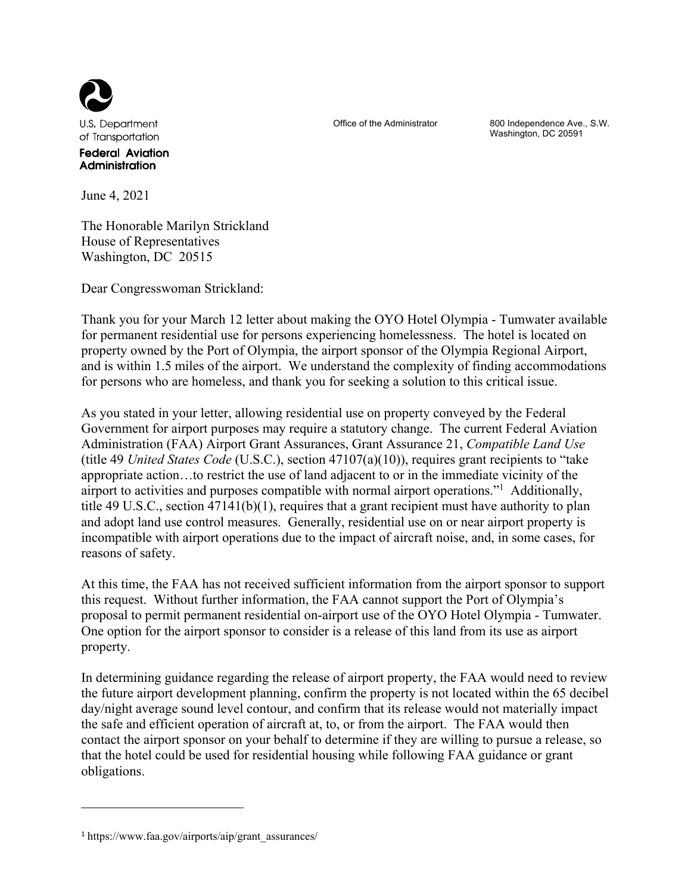U.S. Department of Transportation
**Federal Aviation Administration**

Office of the Administrator

800 Independence Ave., S.W.
Washington, DC 20591

June 4, 2021

The Honorable Marilyn Strickland
House of Representatives
Washington, DC 20515

Dear Congresswoman Strickland:

Thank you for your March 12 letter about making the OYO Hotel Olympia - Tumwater available for permanent residential use for persons experiencing homelessness. The hotel is located on property owned by the Port of Olympia, the airport sponsor of the Olympia Regional Airport, and is within 1.5 miles of the airport. We understand the complexity of finding accommodations for persons who are homeless, and thank you for seeking a solution to this critical issue.

As you stated in your letter, allowing residential use on property conveyed by the Federal Government for airport purposes may require a statutory change. The current Federal Aviation Administration (FAA) Airport Grant Assurances, Grant Assurance 21, *Compatible Land Use* (title 49 *United States Code* (U.S.C.), section 47107(a)(10)), requires grant recipients to "take appropriate action…to restrict the use of land adjacent to or in the immediate vicinity of the airport to activities and purposes compatible with normal airport operations."[1] Additionally, title 49 U.S.C., section 47141(b)(1), requires that a grant recipient must have authority to plan and adopt land use control measures. Generally, residential use on or near airport property is incompatible with airport operations due to the impact of aircraft noise, and, in some cases, for reasons of safety.

At this time, the FAA has not received sufficient information from the airport sponsor to support this request. Without further information, the FAA cannot support the Port of Olympia's proposal to permit permanent residential on-airport use of the OYO Hotel Olympia - Tumwater. One option for the airport sponsor to consider is a release of this land from its use as airport property.

In determining guidance regarding the release of airport property, the FAA would need to review the future airport development planning, confirm the property is not located within the 65 decibel day/night average sound level contour, and confirm that its release would not materially impact the safe and efficient operation of aircraft at, to, or from the airport. The FAA would then contact the airport sponsor on your behalf to determine if they are willing to pursue a release, so that the hotel could be used for residential housing while following FAA guidance or grant obligations.

---

[1] https://www.faa.gov/airports/aip/grant_assurances/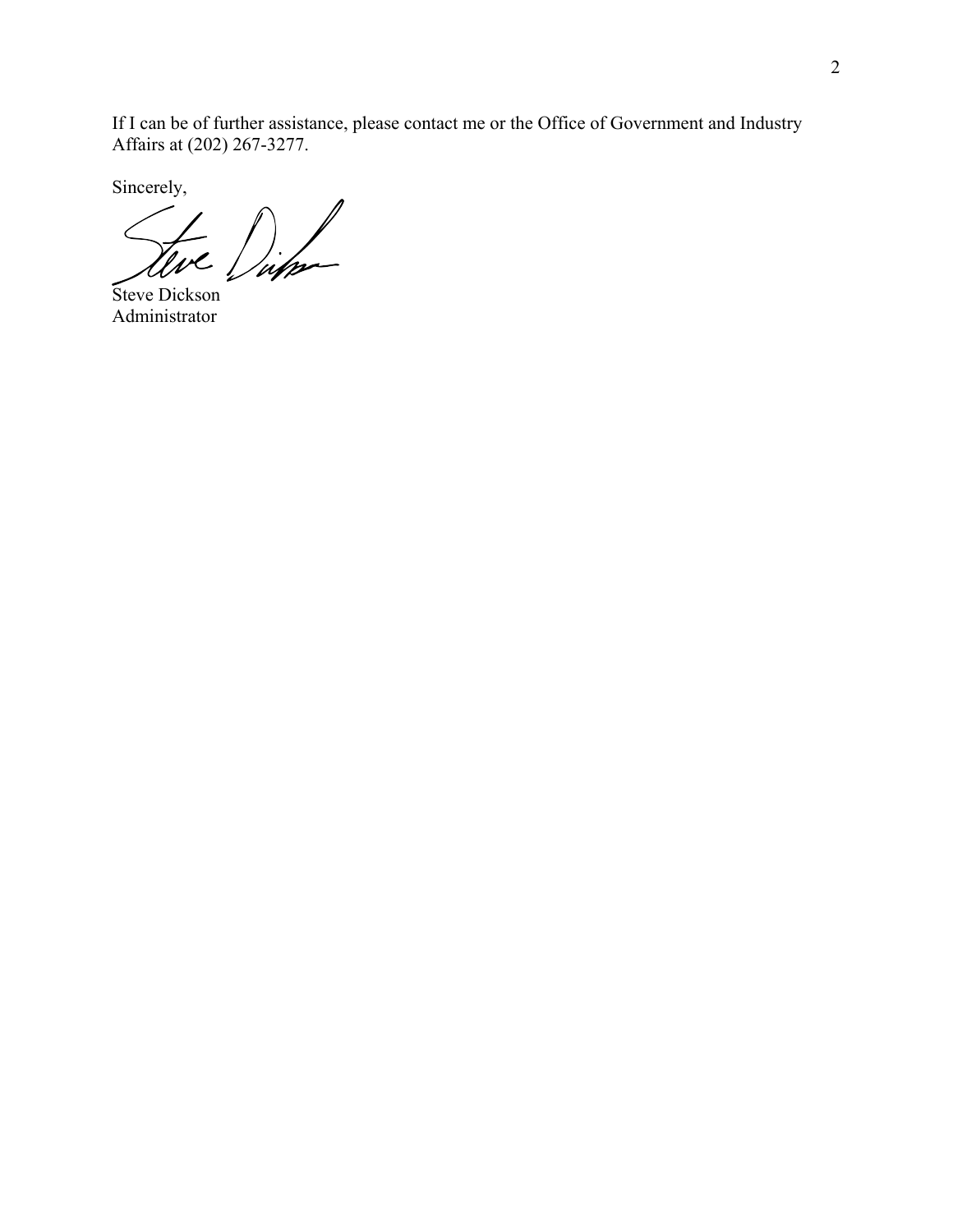If I can be of further assistance, please contact me or the Office of Government and Industry Affairs at (202) 267-3277.

Sincerely,

Steve Dickson
Administrator